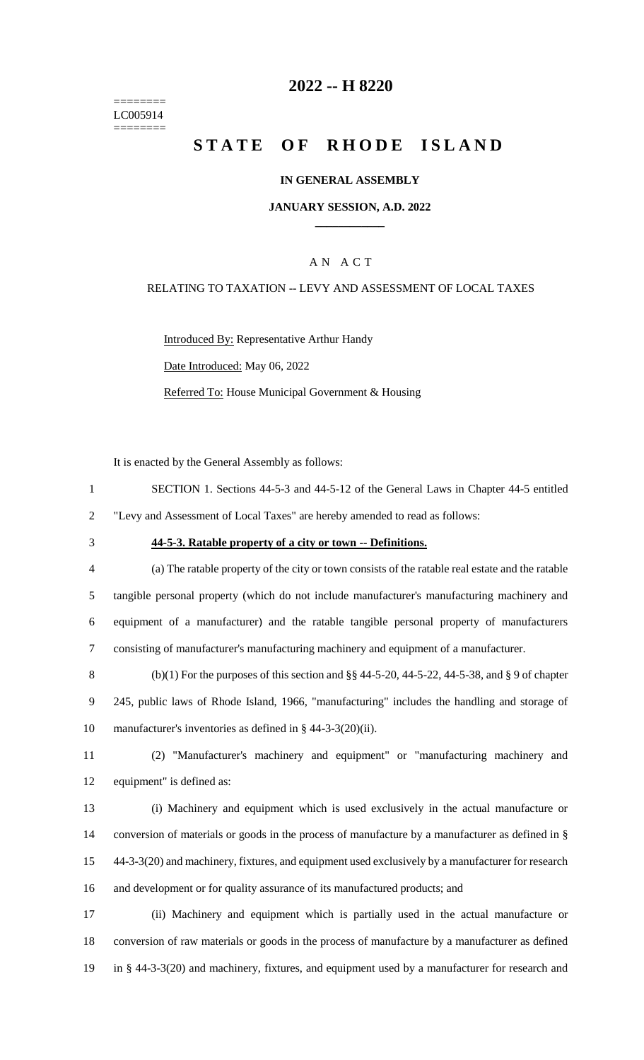========
LC005914
========

# 2022 -- H 8220

# STATE OF RHODE ISLAND

## IN GENERAL ASSEMBLY

## JANUARY SESSION, A.D. 2022

### A N A C T

RELATING TO TAXATION -- LEVY AND ASSESSMENT OF LOCAL TAXES

Introduced By: Representative Arthur Handy

Date Introduced: May 06, 2022

Referred To: House Municipal Government & Housing

It is enacted by the General Assembly as follows:

SECTION 1. Sections 44-5-3 and 44-5-12 of the General Laws in Chapter 44-5 entitled "Levy and Assessment of Local Taxes" are hereby amended to read as follows:

**44-5-3. Ratable property of a city or town -- Definitions.**

(a) The ratable property of the city or town consists of the ratable real estate and the ratable tangible personal property (which do not include manufacturer's manufacturing machinery and equipment of a manufacturer) and the ratable tangible personal property of manufacturers consisting of manufacturer's manufacturing machinery and equipment of a manufacturer.

(b)(1) For the purposes of this section and §§ 44-5-20, 44-5-22, 44-5-38, and § 9 of chapter 245, public laws of Rhode Island, 1966, "manufacturing" includes the handling and storage of manufacturer's inventories as defined in § 44-3-3(20)(ii).

(2) "Manufacturer's machinery and equipment" or "manufacturing machinery and equipment" is defined as:

(i) Machinery and equipment which is used exclusively in the actual manufacture or conversion of materials or goods in the process of manufacture by a manufacturer as defined in § 44-3-3(20) and machinery, fixtures, and equipment used exclusively by a manufacturer for research and development or for quality assurance of its manufactured products; and

(ii) Machinery and equipment which is partially used in the actual manufacture or conversion of raw materials or goods in the process of manufacture by a manufacturer as defined in § 44-3-3(20) and machinery, fixtures, and equipment used by a manufacturer for research and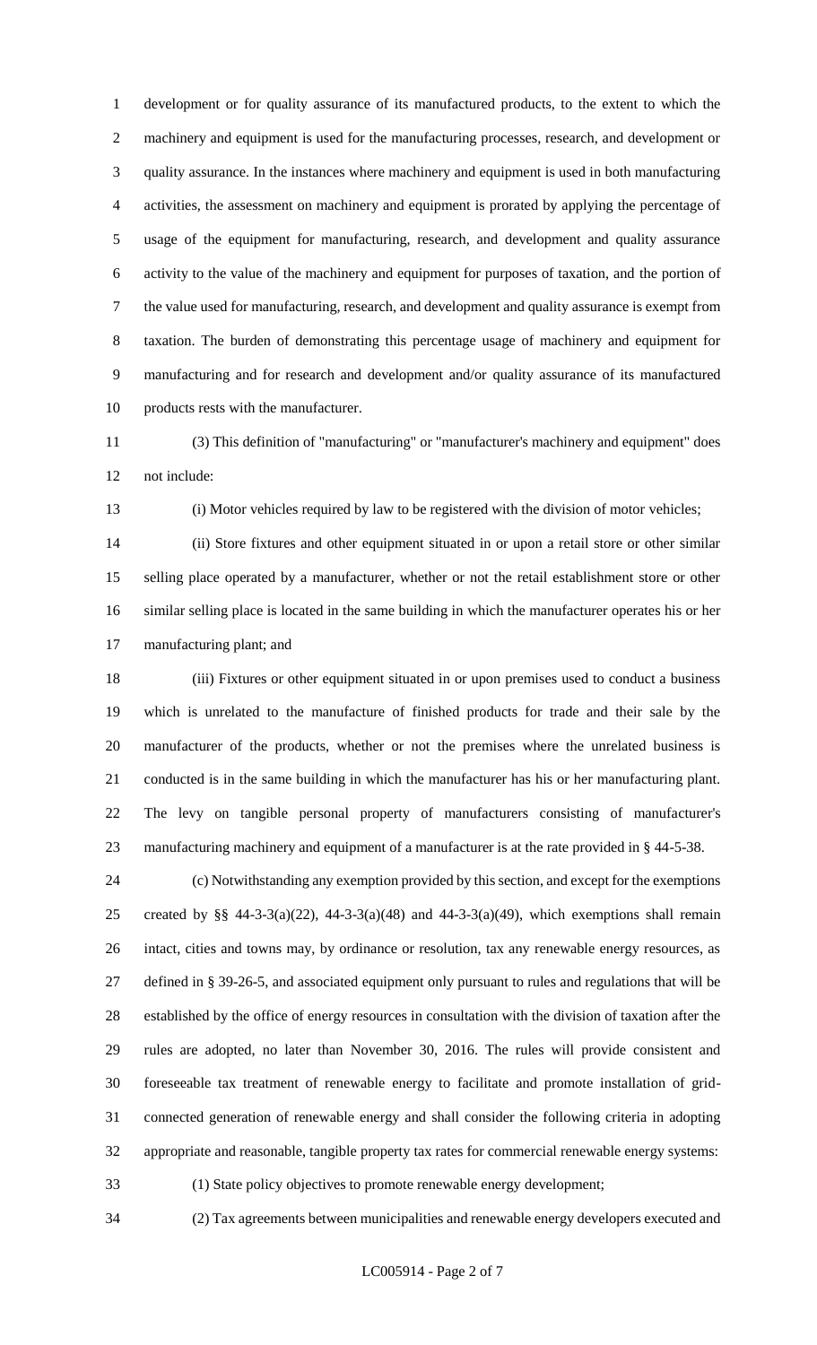development or for quality assurance of its manufactured products, to the extent to which the machinery and equipment is used for the manufacturing processes, research, and development or quality assurance. In the instances where machinery and equipment is used in both manufacturing activities, the assessment on machinery and equipment is prorated by applying the percentage of usage of the equipment for manufacturing, research, and development and quality assurance activity to the value of the machinery and equipment for purposes of taxation, and the portion of the value used for manufacturing, research, and development and quality assurance is exempt from taxation. The burden of demonstrating this percentage usage of machinery and equipment for manufacturing and for research and development and/or quality assurance of its manufactured products rests with the manufacturer.

(3) This definition of "manufacturing" or "manufacturer's machinery and equipment" does not include:

(i) Motor vehicles required by law to be registered with the division of motor vehicles;

(ii) Store fixtures and other equipment situated in or upon a retail store or other similar selling place operated by a manufacturer, whether or not the retail establishment store or other similar selling place is located in the same building in which the manufacturer operates his or her manufacturing plant; and

(iii) Fixtures or other equipment situated in or upon premises used to conduct a business which is unrelated to the manufacture of finished products for trade and their sale by the manufacturer of the products, whether or not the premises where the unrelated business is conducted is in the same building in which the manufacturer has his or her manufacturing plant. The levy on tangible personal property of manufacturers consisting of manufacturer's manufacturing machinery and equipment of a manufacturer is at the rate provided in § 44-5-38.

(c) Notwithstanding any exemption provided by this section, and except for the exemptions created by §§ 44-3-3(a)(22), 44-3-3(a)(48) and 44-3-3(a)(49), which exemptions shall remain intact, cities and towns may, by ordinance or resolution, tax any renewable energy resources, as defined in § 39-26-5, and associated equipment only pursuant to rules and regulations that will be established by the office of energy resources in consultation with the division of taxation after the rules are adopted, no later than November 30, 2016. The rules will provide consistent and foreseeable tax treatment of renewable energy to facilitate and promote installation of grid-connected generation of renewable energy and shall consider the following criteria in adopting appropriate and reasonable, tangible property tax rates for commercial renewable energy systems:

(1) State policy objectives to promote renewable energy development;

(2) Tax agreements between municipalities and renewable energy developers executed and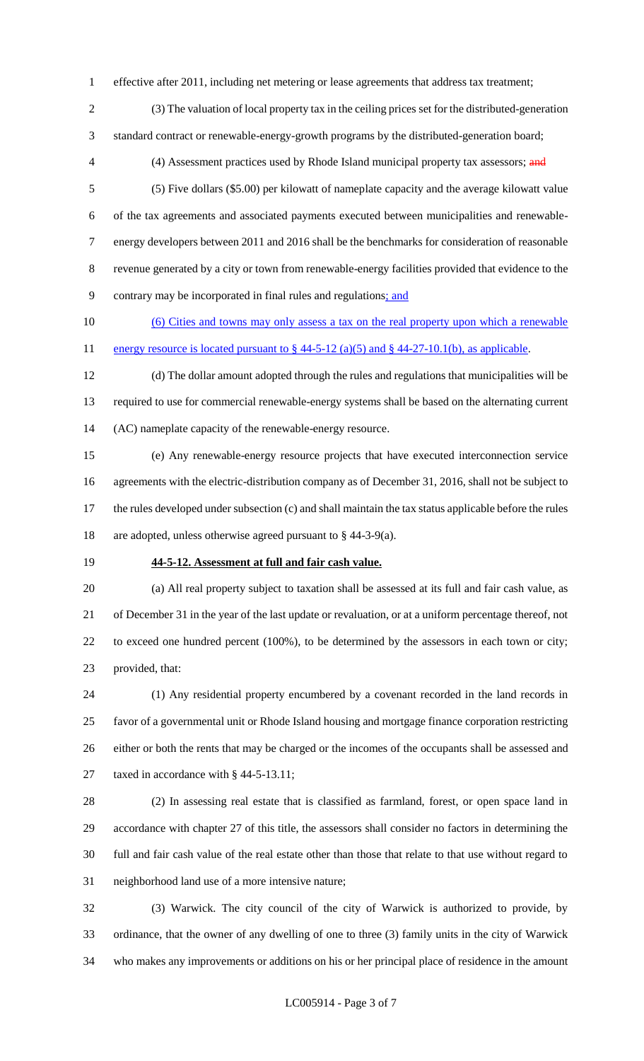effective after 2011, including net metering or lease agreements that address tax treatment;

(3) The valuation of local property tax in the ceiling prices set for the distributed-generation standard contract or renewable-energy-growth programs by the distributed-generation board;

(4) Assessment practices used by Rhode Island municipal property tax assessors; ~~and~~

(5) Five dollars ($5.00) per kilowatt of nameplate capacity and the average kilowatt value of the tax agreements and associated payments executed between municipalities and renewable-energy developers between 2011 and 2016 shall be the benchmarks for consideration of reasonable revenue generated by a city or town from renewable-energy facilities provided that evidence to the contrary may be incorporated in final rules and regulations; and

(6) Cities and towns may only assess a tax on the real property upon which a renewable energy resource is located pursuant to § 44-5-12 (a)(5) and § 44-27-10.1(b), as applicable.

(d) The dollar amount adopted through the rules and regulations that municipalities will be required to use for commercial renewable-energy systems shall be based on the alternating current (AC) nameplate capacity of the renewable-energy resource.

(e) Any renewable-energy resource projects that have executed interconnection service agreements with the electric-distribution company as of December 31, 2016, shall not be subject to the rules developed under subsection (c) and shall maintain the tax status applicable before the rules are adopted, unless otherwise agreed pursuant to § 44-3-9(a).

**44-5-12. Assessment at full and fair cash value.**

(a) All real property subject to taxation shall be assessed at its full and fair cash value, as of December 31 in the year of the last update or revaluation, or at a uniform percentage thereof, not to exceed one hundred percent (100%), to be determined by the assessors in each town or city; provided, that:

(1) Any residential property encumbered by a covenant recorded in the land records in favor of a governmental unit or Rhode Island housing and mortgage finance corporation restricting either or both the rents that may be charged or the incomes of the occupants shall be assessed and taxed in accordance with § 44-5-13.11;

(2) In assessing real estate that is classified as farmland, forest, or open space land in accordance with chapter 27 of this title, the assessors shall consider no factors in determining the full and fair cash value of the real estate other than those that relate to that use without regard to neighborhood land use of a more intensive nature;

(3) Warwick. The city council of the city of Warwick is authorized to provide, by ordinance, that the owner of any dwelling of one to three (3) family units in the city of Warwick who makes any improvements or additions on his or her principal place of residence in the amount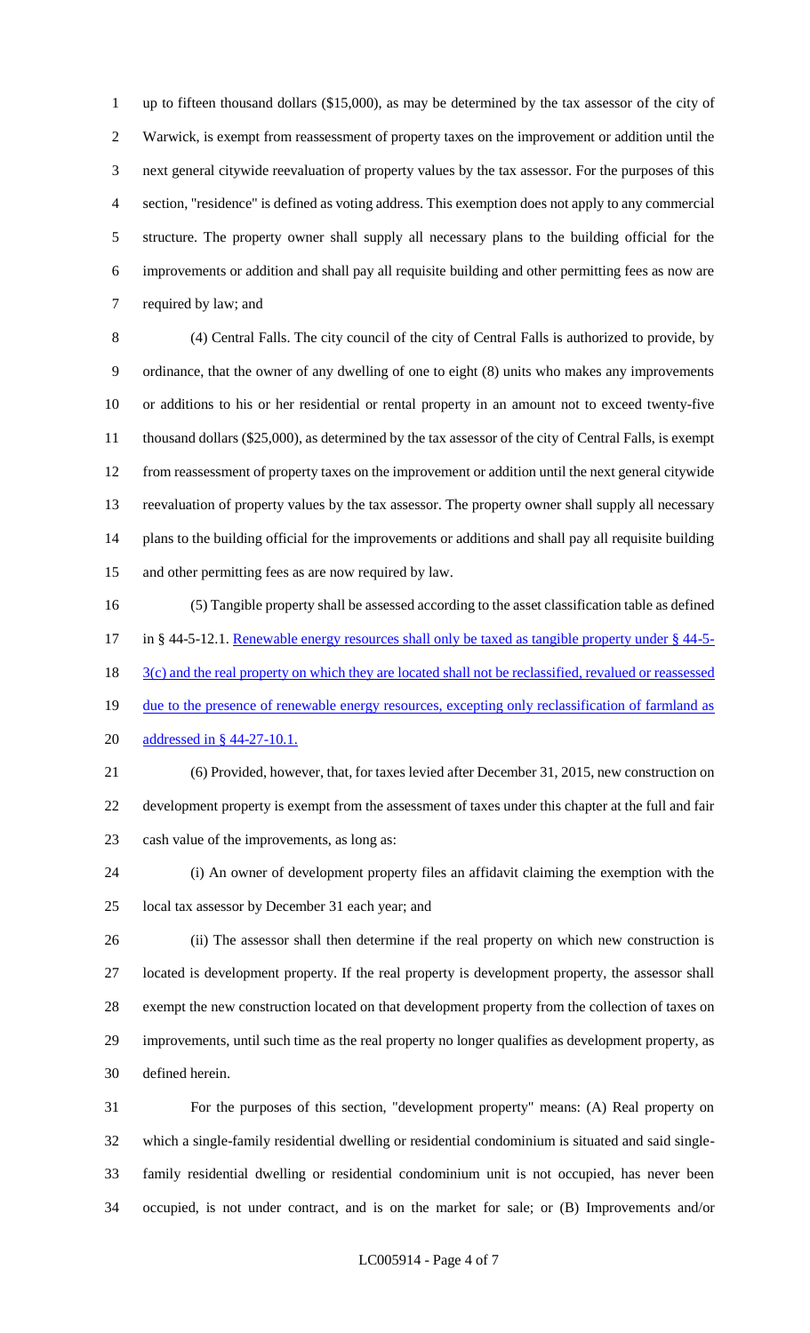up to fifteen thousand dollars ($15,000), as may be determined by the tax assessor of the city of Warwick, is exempt from reassessment of property taxes on the improvement or addition until the next general citywide reevaluation of property values by the tax assessor. For the purposes of this section, "residence" is defined as voting address. This exemption does not apply to any commercial structure. The property owner shall supply all necessary plans to the building official for the improvements or addition and shall pay all requisite building and other permitting fees as now are required by law; and

(4) Central Falls. The city council of the city of Central Falls is authorized to provide, by ordinance, that the owner of any dwelling of one to eight (8) units who makes any improvements or additions to his or her residential or rental property in an amount not to exceed twenty-five thousand dollars ($25,000), as determined by the tax assessor of the city of Central Falls, is exempt from reassessment of property taxes on the improvement or addition until the next general citywide reevaluation of property values by the tax assessor. The property owner shall supply all necessary plans to the building official for the improvements or additions and shall pay all requisite building and other permitting fees as are now required by law.

(5) Tangible property shall be assessed according to the asset classification table as defined in § 44-5-12.1. Renewable energy resources shall only be taxed as tangible property under § 44-5-3(c) and the real property on which they are located shall not be reclassified, revalued or reassessed due to the presence of renewable energy resources, excepting only reclassification of farmland as addressed in § 44-27-10.1.

(6) Provided, however, that, for taxes levied after December 31, 2015, new construction on development property is exempt from the assessment of taxes under this chapter at the full and fair cash value of the improvements, as long as:

(i) An owner of development property files an affidavit claiming the exemption with the local tax assessor by December 31 each year; and

(ii) The assessor shall then determine if the real property on which new construction is located is development property. If the real property is development property, the assessor shall exempt the new construction located on that development property from the collection of taxes on improvements, until such time as the real property no longer qualifies as development property, as defined herein.

For the purposes of this section, "development property" means: (A) Real property on which a single-family residential dwelling or residential condominium is situated and said single-family residential dwelling or residential condominium unit is not occupied, has never been occupied, is not under contract, and is on the market for sale; or (B) Improvements and/or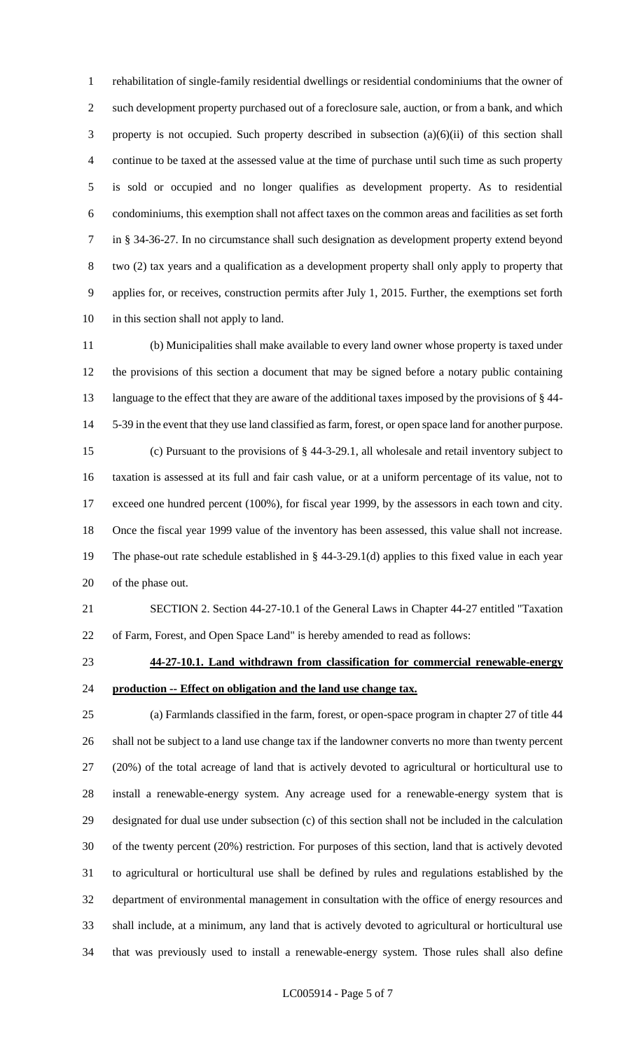rehabilitation of single-family residential dwellings or residential condominiums that the owner of such development property purchased out of a foreclosure sale, auction, or from a bank, and which property is not occupied. Such property described in subsection (a)(6)(ii) of this section shall continue to be taxed at the assessed value at the time of purchase until such time as such property is sold or occupied and no longer qualifies as development property. As to residential condominiums, this exemption shall not affect taxes on the common areas and facilities as set forth in § 34-36-27. In no circumstance shall such designation as development property extend beyond two (2) tax years and a qualification as a development property shall only apply to property that applies for, or receives, construction permits after July 1, 2015. Further, the exemptions set forth in this section shall not apply to land.

(b) Municipalities shall make available to every land owner whose property is taxed under the provisions of this section a document that may be signed before a notary public containing language to the effect that they are aware of the additional taxes imposed by the provisions of § 44-5-39 in the event that they use land classified as farm, forest, or open space land for another purpose.

(c) Pursuant to the provisions of § 44-3-29.1, all wholesale and retail inventory subject to taxation is assessed at its full and fair cash value, or at a uniform percentage of its value, not to exceed one hundred percent (100%), for fiscal year 1999, by the assessors in each town and city. Once the fiscal year 1999 value of the inventory has been assessed, this value shall not increase. The phase-out rate schedule established in § 44-3-29.1(d) applies to this fixed value in each year of the phase out.

SECTION 2. Section 44-27-10.1 of the General Laws in Chapter 44-27 entitled "Taxation of Farm, Forest, and Open Space Land" is hereby amended to read as follows:

**44-27-10.1. Land withdrawn from classification for commercial renewable-energy production -- Effect on obligation and the land use change tax.**

(a) Farmlands classified in the farm, forest, or open-space program in chapter 27 of title 44 shall not be subject to a land use change tax if the landowner converts no more than twenty percent (20%) of the total acreage of land that is actively devoted to agricultural or horticultural use to install a renewable-energy system. Any acreage used for a renewable-energy system that is designated for dual use under subsection (c) of this section shall not be included in the calculation of the twenty percent (20%) restriction. For purposes of this section, land that is actively devoted to agricultural or horticultural use shall be defined by rules and regulations established by the department of environmental management in consultation with the office of energy resources and shall include, at a minimum, any land that is actively devoted to agricultural or horticultural use that was previously used to install a renewable-energy system. Those rules shall also define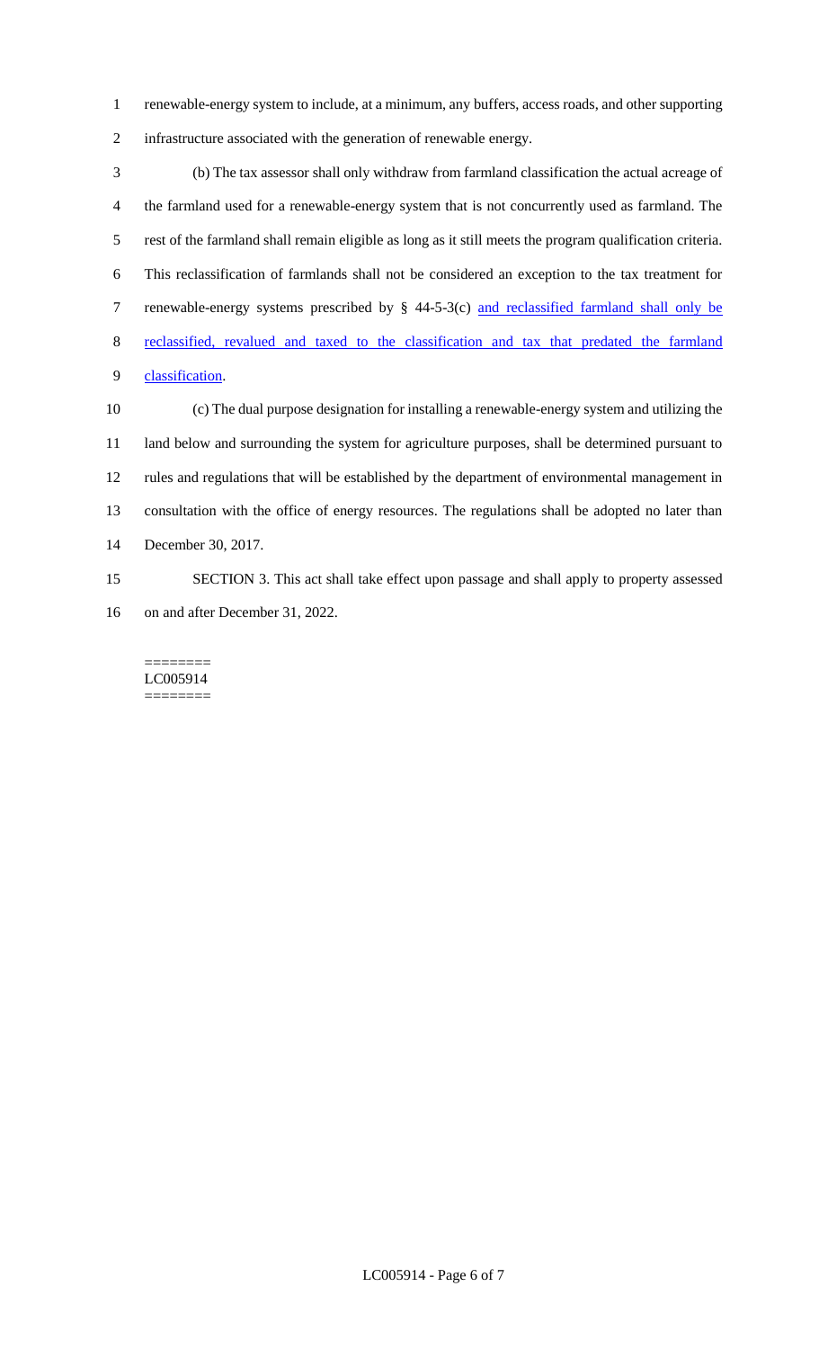renewable-energy system to include, at a minimum, any buffers, access roads, and other supporting infrastructure associated with the generation of renewable energy.

(b) The tax assessor shall only withdraw from farmland classification the actual acreage of the farmland used for a renewable-energy system that is not concurrently used as farmland. The rest of the farmland shall remain eligible as long as it still meets the program qualification criteria. This reclassification of farmlands shall not be considered an exception to the tax treatment for renewable-energy systems prescribed by § 44-5-3(c) <u>and reclassified farmland shall only be reclassified, revalued and taxed to the classification and tax that predated the farmland classification</u>.

(c) The dual purpose designation for installing a renewable-energy system and utilizing the land below and surrounding the system for agriculture purposes, shall be determined pursuant to rules and regulations that will be established by the department of environmental management in consultation with the office of energy resources. The regulations shall be adopted no later than December 30, 2017.

SECTION 3. This act shall take effect upon passage and shall apply to property assessed on and after December 31, 2022.

========
LC005914
========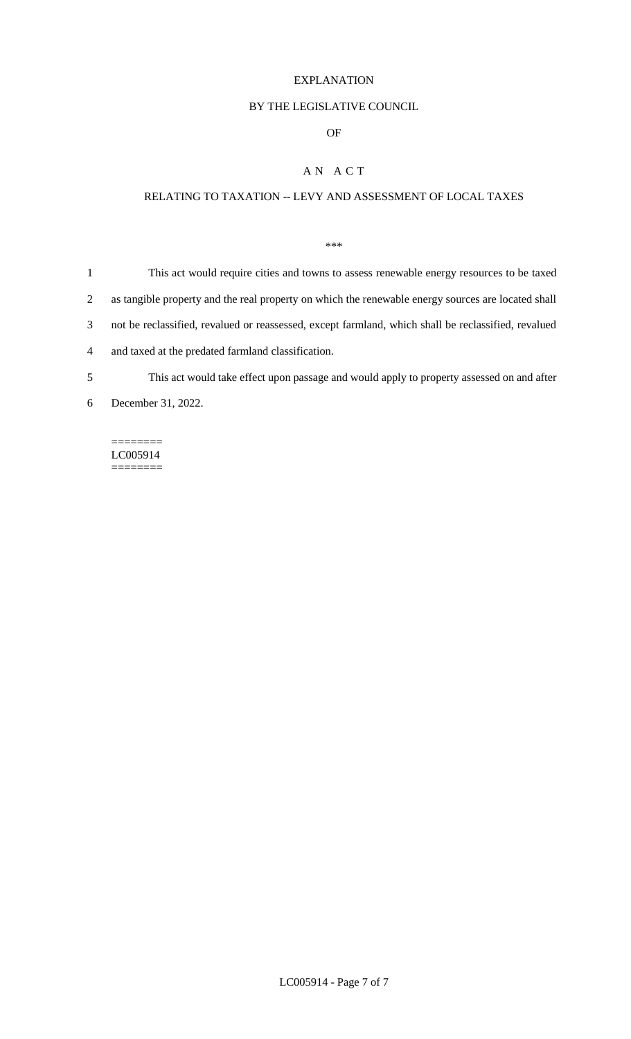EXPLANATION

BY THE LEGISLATIVE COUNCIL

OF

A N A C T

RELATING TO TAXATION -- LEVY AND ASSESSMENT OF LOCAL TAXES

\*\*\*

1 This act would require cities and towns to assess renewable energy resources to be taxed
2 as tangible property and the real property on which the renewable energy sources are located shall
3 not be reclassified, revalued or reassessed, except farmland, which shall be reclassified, revalued
4 and taxed at the predated farmland classification.

5 This act would take effect upon passage and would apply to property assessed on and after
6 December 31, 2022.

========
LC005914
========